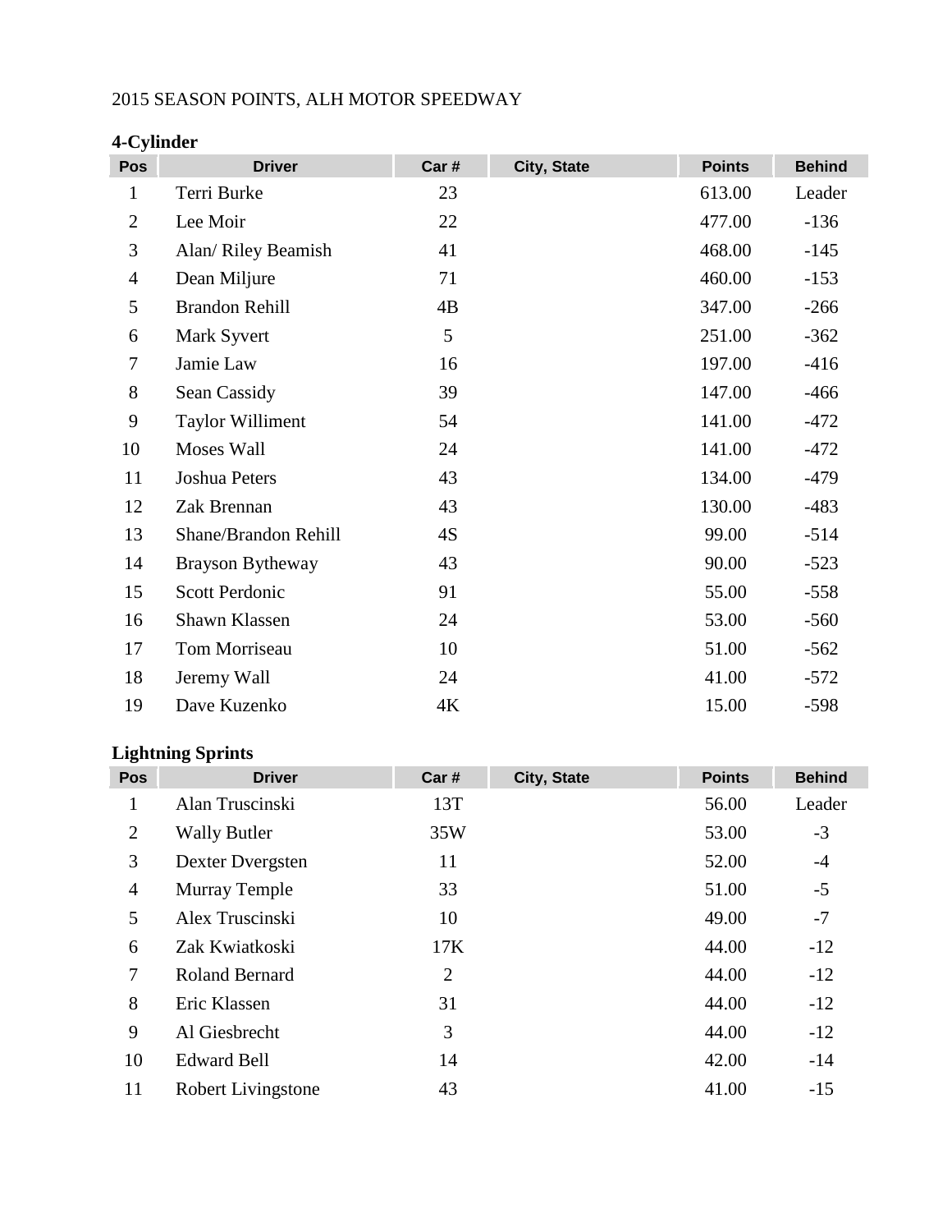2015 SEASON POINTS, ALH MOTOR SPEEDWAY

**4-Cylinder**

| Pos | Driver | Car # | City, State | Points | Behind |
|---|---|---|---|---|---|
| 1 | Terri Burke | 23 | | 613.00 | Leader |
| 2 | Lee Moir | 22 | | 477.00 | -136 |
| 3 | Alan/ Riley Beamish | 41 | | 468.00 | -145 |
| 4 | Dean Miljure | 71 | | 460.00 | -153 |
| 5 | Brandon Rehill | 4B | | 347.00 | -266 |
| 6 | Mark Syvert | 5 | | 251.00 | -362 |
| 7 | Jamie Law | 16 | | 197.00 | -416 |
| 8 | Sean Cassidy | 39 | | 147.00 | -466 |
| 9 | Taylor Williment | 54 | | 141.00 | -472 |
| 10 | Moses Wall | 24 | | 141.00 | -472 |
| 11 | Joshua Peters | 43 | | 134.00 | -479 |
| 12 | Zak Brennan | 43 | | 130.00 | -483 |
| 13 | Shane/Brandon Rehill | 4S | | 99.00 | -514 |
| 14 | Brayson Bytheway | 43 | | 90.00 | -523 |
| 15 | Scott Perdonic | 91 | | 55.00 | -558 |
| 16 | Shawn Klassen | 24 | | 53.00 | -560 |
| 17 | Tom Morriseau | 10 | | 51.00 | -562 |
| 18 | Jeremy Wall | 24 | | 41.00 | -572 |
| 19 | Dave Kuzenko | 4K | | 15.00 | -598 |

**Lightning Sprints**

| Pos | Driver | Car # | City, State | Points | Behind |
|---|---|---|---|---|---|
| 1 | Alan Truscinski | 13T | | 56.00 | Leader |
| 2 | Wally Butler | 35W | | 53.00 | -3 |
| 3 | Dexter Dvergsten | 11 | | 52.00 | -4 |
| 4 | Murray Temple | 33 | | 51.00 | -5 |
| 5 | Alex Truscinski | 10 | | 49.00 | -7 |
| 6 | Zak Kwiatkoski | 17K | | 44.00 | -12 |
| 7 | Roland Bernard | 2 | | 44.00 | -12 |
| 8 | Eric Klassen | 31 | | 44.00 | -12 |
| 9 | Al Giesbrecht | 3 | | 44.00 | -12 |
| 10 | Edward Bell | 14 | | 42.00 | -14 |
| 11 | Robert Livingstone | 43 | | 41.00 | -15 |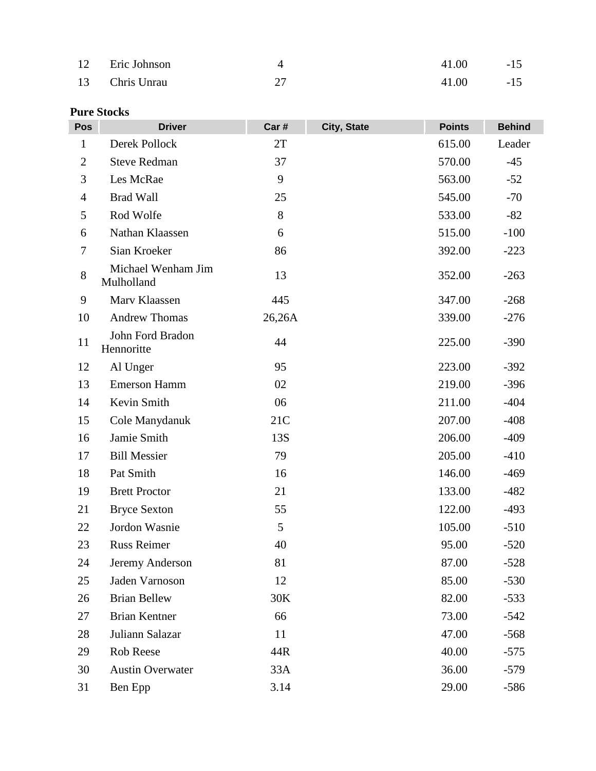| | | | | | |
|---|---|---|---|---|---|
| 12 | Eric Johnson | 4 | | 41.00 | -15 |
| 13 | Chris Unrau | 27 | | 41.00 | -15 |

**Pure Stocks**

| Pos | Driver | Car # | City, State | Points | Behind |
|---|---|---|---|---|---|
| 1 | Derek Pollock | 2T | | 615.00 | Leader |
| 2 | Steve Redman | 37 | | 570.00 | -45 |
| 3 | Les McRae | 9 | | 563.00 | -52 |
| 4 | Brad Wall | 25 | | 545.00 | -70 |
| 5 | Rod Wolfe | 8 | | 533.00 | -82 |
| 6 | Nathan Klaassen | 6 | | 515.00 | -100 |
| 7 | Sian Kroeker | 86 | | 392.00 | -223 |
| 8 | Michael Wenham Jim Mulholland | 13 | | 352.00 | -263 |
| 9 | Marv Klaassen | 445 | | 347.00 | -268 |
| 10 | Andrew Thomas | 26,26A | | 339.00 | -276 |
| 11 | John Ford Bradon Hennoritte | 44 | | 225.00 | -390 |
| 12 | Al Unger | 95 | | 223.00 | -392 |
| 13 | Emerson Hamm | 02 | | 219.00 | -396 |
| 14 | Kevin Smith | 06 | | 211.00 | -404 |
| 15 | Cole Manydanuk | 21C | | 207.00 | -408 |
| 16 | Jamie Smith | 13S | | 206.00 | -409 |
| 17 | Bill Messier | 79 | | 205.00 | -410 |
| 18 | Pat Smith | 16 | | 146.00 | -469 |
| 19 | Brett Proctor | 21 | | 133.00 | -482 |
| 21 | Bryce Sexton | 55 | | 122.00 | -493 |
| 22 | Jordon Wasnie | 5 | | 105.00 | -510 |
| 23 | Russ Reimer | 40 | | 95.00 | -520 |
| 24 | Jeremy Anderson | 81 | | 87.00 | -528 |
| 25 | Jaden Varnoson | 12 | | 85.00 | -530 |
| 26 | Brian Bellew | 30K | | 82.00 | -533 |
| 27 | Brian Kentner | 66 | | 73.00 | -542 |
| 28 | Juliann Salazar | 11 | | 47.00 | -568 |
| 29 | Rob Reese | 44R | | 40.00 | -575 |
| 30 | Austin Overwater | 33A | | 36.00 | -579 |
| 31 | Ben Epp | 3.14 | | 29.00 | -586 |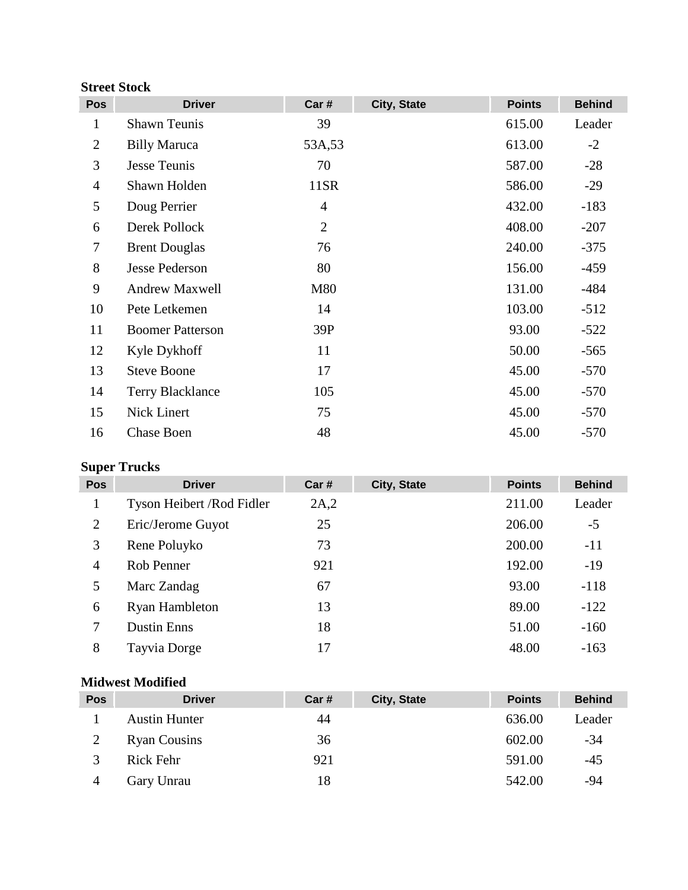**Street Stock**

| Pos | Driver | Car # | City, State | Points | Behind |
|---|---|---|---|---|---|
| 1 | Shawn Teunis | 39 | | 615.00 | Leader |
| 2 | Billy Maruca | 53A,53 | | 613.00 | -2 |
| 3 | Jesse Teunis | 70 | | 587.00 | -28 |
| 4 | Shawn Holden | 11SR | | 586.00 | -29 |
| 5 | Doug Perrier | 4 | | 432.00 | -183 |
| 6 | Derek Pollock | 2 | | 408.00 | -207 |
| 7 | Brent Douglas | 76 | | 240.00 | -375 |
| 8 | Jesse Pederson | 80 | | 156.00 | -459 |
| 9 | Andrew Maxwell | M80 | | 131.00 | -484 |
| 10 | Pete Letkemen | 14 | | 103.00 | -512 |
| 11 | Boomer Patterson | 39P | | 93.00 | -522 |
| 12 | Kyle Dykhoff | 11 | | 50.00 | -565 |
| 13 | Steve Boone | 17 | | 45.00 | -570 |
| 14 | Terry Blacklance | 105 | | 45.00 | -570 |
| 15 | Nick Linert | 75 | | 45.00 | -570 |
| 16 | Chase Boen | 48 | | 45.00 | -570 |

**Super Trucks**

| Pos | Driver | Car # | City, State | Points | Behind |
|---|---|---|---|---|---|
| 1 | Tyson Heibert /Rod Fidler | 2A,2 | | 211.00 | Leader |
| 2 | Eric/Jerome Guyot | 25 | | 206.00 | -5 |
| 3 | Rene Poluyko | 73 | | 200.00 | -11 |
| 4 | Rob Penner | 921 | | 192.00 | -19 |
| 5 | Marc Zandag | 67 | | 93.00 | -118 |
| 6 | Ryan Hambleton | 13 | | 89.00 | -122 |
| 7 | Dustin Enns | 18 | | 51.00 | -160 |
| 8 | Tayvia Dorge | 17 | | 48.00 | -163 |

**Midwest Modified**

| Pos | Driver | Car # | City, State | Points | Behind |
|---|---|---|---|---|---|
| 1 | Austin Hunter | 44 | | 636.00 | Leader |
| 2 | Ryan Cousins | 36 | | 602.00 | -34 |
| 3 | Rick Fehr | 921 | | 591.00 | -45 |
| 4 | Gary Unrau | 18 | | 542.00 | -94 |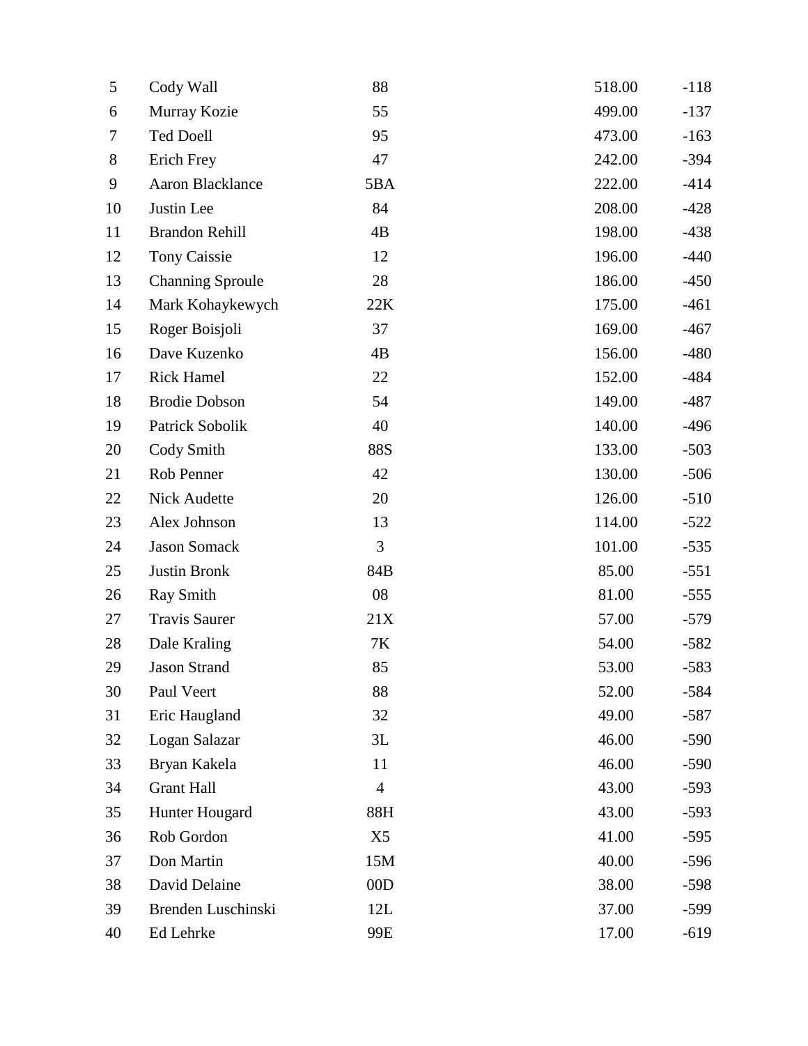| | | | | |
|---|---|---|---|---|
| 5 | Cody Wall | 88 | 518.00 | -118 |
| 6 | Murray Kozie | 55 | 499.00 | -137 |
| 7 | Ted Doell | 95 | 473.00 | -163 |
| 8 | Erich Frey | 47 | 242.00 | -394 |
| 9 | Aaron Blacklance | 5BA | 222.00 | -414 |
| 10 | Justin Lee | 84 | 208.00 | -428 |
| 11 | Brandon Rehill | 4B | 198.00 | -438 |
| 12 | Tony Caissie | 12 | 196.00 | -440 |
| 13 | Channing Sproule | 28 | 186.00 | -450 |
| 14 | Mark Kohaykewych | 22K | 175.00 | -461 |
| 15 | Roger Boisjoli | 37 | 169.00 | -467 |
| 16 | Dave Kuzenko | 4B | 156.00 | -480 |
| 17 | Rick Hamel | 22 | 152.00 | -484 |
| 18 | Brodie Dobson | 54 | 149.00 | -487 |
| 19 | Patrick Sobolik | 40 | 140.00 | -496 |
| 20 | Cody Smith | 88S | 133.00 | -503 |
| 21 | Rob Penner | 42 | 130.00 | -506 |
| 22 | Nick Audette | 20 | 126.00 | -510 |
| 23 | Alex Johnson | 13 | 114.00 | -522 |
| 24 | Jason Somack | 3 | 101.00 | -535 |
| 25 | Justin Bronk | 84B | 85.00 | -551 |
| 26 | Ray Smith | 08 | 81.00 | -555 |
| 27 | Travis Saurer | 21X | 57.00 | -579 |
| 28 | Dale Kraling | 7K | 54.00 | -582 |
| 29 | Jason Strand | 85 | 53.00 | -583 |
| 30 | Paul Veert | 88 | 52.00 | -584 |
| 31 | Eric Haugland | 32 | 49.00 | -587 |
| 32 | Logan Salazar | 3L | 46.00 | -590 |
| 33 | Bryan Kakela | 11 | 46.00 | -590 |
| 34 | Grant Hall | 4 | 43.00 | -593 |
| 35 | Hunter Hougard | 88H | 43.00 | -593 |
| 36 | Rob Gordon | X5 | 41.00 | -595 |
| 37 | Don Martin | 15M | 40.00 | -596 |
| 38 | David Delaine | 00D | 38.00 | -598 |
| 39 | Brenden Luschinski | 12L | 37.00 | -599 |
| 40 | Ed Lehrke | 99E | 17.00 | -619 |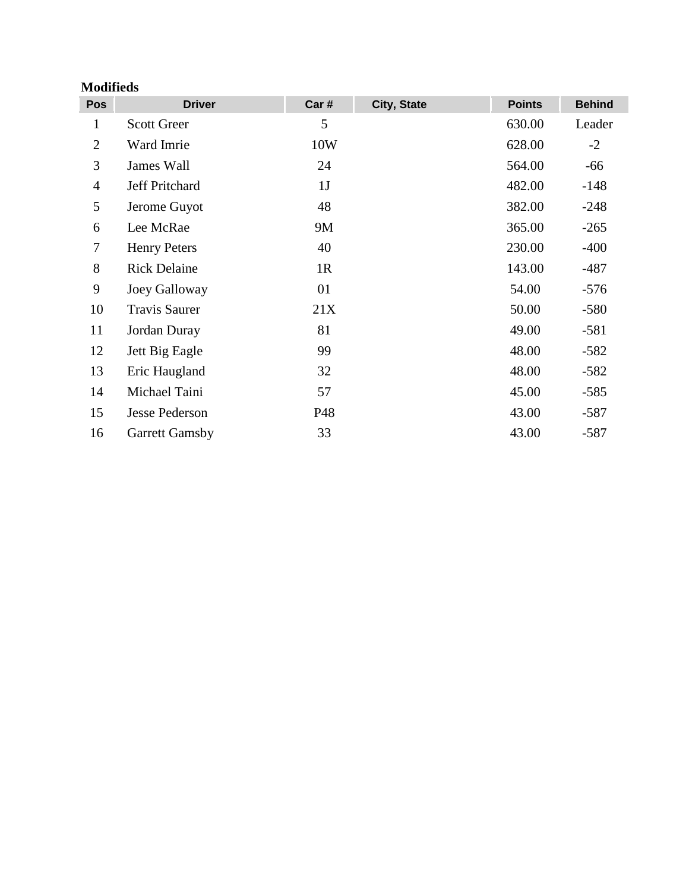**Modifieds**

| Pos | Driver | Car # | City, State | Points | Behind |
| --- | --- | --- | --- | --- | --- |
| 1 | Scott Greer | 5 | | 630.00 | Leader |
| 2 | Ward Imrie | 10W | | 628.00 | -2 |
| 3 | James Wall | 24 | | 564.00 | -66 |
| 4 | Jeff Pritchard | 1J | | 482.00 | -148 |
| 5 | Jerome Guyot | 48 | | 382.00 | -248 |
| 6 | Lee McRae | 9M | | 365.00 | -265 |
| 7 | Henry Peters | 40 | | 230.00 | -400 |
| 8 | Rick Delaine | 1R | | 143.00 | -487 |
| 9 | Joey Galloway | 01 | | 54.00 | -576 |
| 10 | Travis Saurer | 21X | | 50.00 | -580 |
| 11 | Jordan Duray | 81 | | 49.00 | -581 |
| 12 | Jett Big Eagle | 99 | | 48.00 | -582 |
| 13 | Eric Haugland | 32 | | 48.00 | -582 |
| 14 | Michael Taini | 57 | | 45.00 | -585 |
| 15 | Jesse Pederson | P48 | | 43.00 | -587 |
| 16 | Garrett Gamsby | 33 | | 43.00 | -587 |